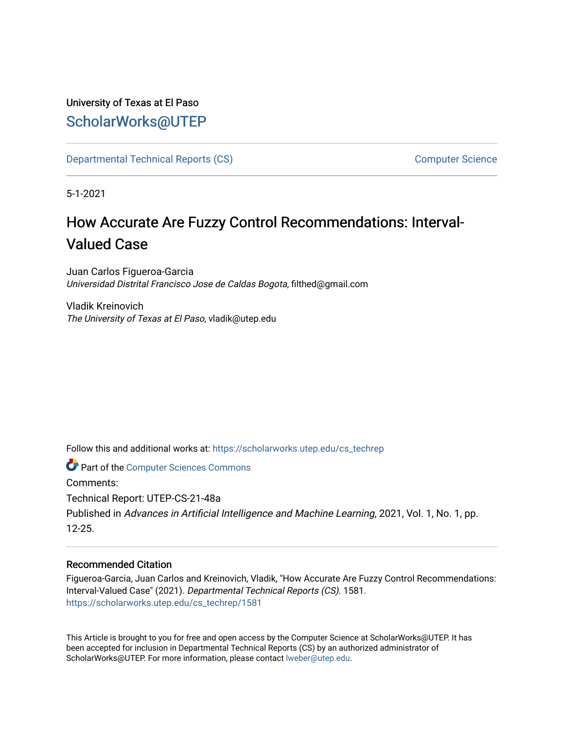University of Texas at El Paso

ScholarWorks@UTEP

Departmental Technical Reports (CS)

Computer Science

5-1-2021

# How Accurate Are Fuzzy Control Recommendations: Interval-Valued Case

Juan Carlos Figueroa-Garcia
*Universidad Distrital Francisco Jose de Caldas Bogota*, filthed@gmail.com

Vladik Kreinovich
*The University of Texas at El Paso*, vladik@utep.edu

Follow this and additional works at: https://scholarworks.utep.edu/cs_techrep

Part of the Computer Sciences Commons

Comments:

Technical Report: UTEP-CS-21-48a

Published in *Advances in Artificial Intelligence and Machine Learning*, 2021, Vol. 1, No. 1, pp. 12-25.

## Recommended Citation

Figueroa-Garcia, Juan Carlos and Kreinovich, Vladik, "How Accurate Are Fuzzy Control Recommendations: Interval-Valued Case" (2021). *Departmental Technical Reports (CS)*. 1581.
https://scholarworks.utep.edu/cs_techrep/1581

This Article is brought to you for free and open access by the Computer Science at ScholarWorks@UTEP. It has been accepted for inclusion in Departmental Technical Reports (CS) by an authorized administrator of ScholarWorks@UTEP. For more information, please contact lweber@utep.edu.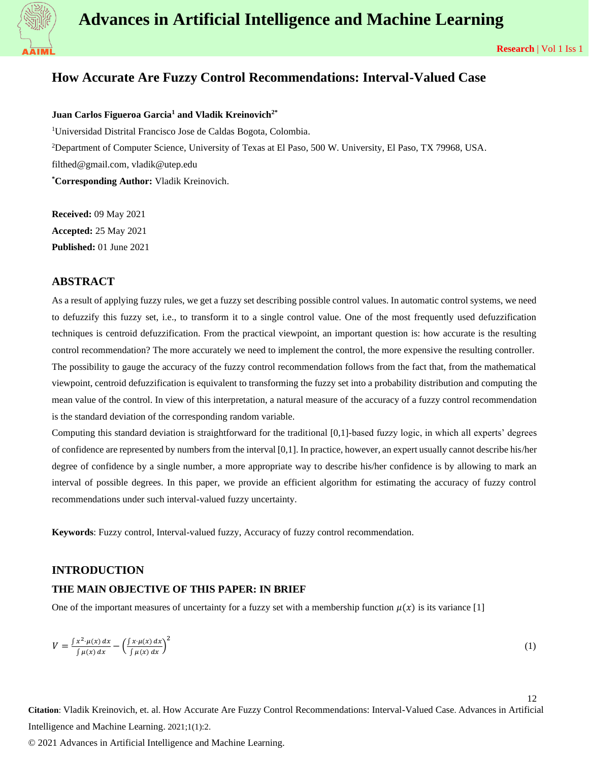# How Accurate Are Fuzzy Control Recommendations: Interval-Valued Case

**Juan Carlos Figueroa Garcia[1] and Vladik Kreinovich[2*]**

[1]Universidad Distrital Francisco Jose de Caldas Bogota, Colombia.

[2]Department of Computer Science, University of Texas at El Paso, 500 W. University, El Paso, TX 79968, USA.

filthed@gmail.com, vladik@utep.edu

[*]**Corresponding Author:** Vladik Kreinovich.

**Received:** 09 May 2021

**Accepted:** 25 May 2021

**Published:** 01 June 2021

## ABSTRACT

As a result of applying fuzzy rules, we get a fuzzy set describing possible control values. In automatic control systems, we need to defuzzify this fuzzy set, i.e., to transform it to a single control value. One of the most frequently used defuzzification techniques is centroid defuzzification. From the practical viewpoint, an important question is: how accurate is the resulting control recommendation? The more accurately we need to implement the control, the more expensive the resulting controller. The possibility to gauge the accuracy of the fuzzy control recommendation follows from the fact that, from the mathematical viewpoint, centroid defuzzification is equivalent to transforming the fuzzy set into a probability distribution and computing the mean value of the control. In view of this interpretation, a natural measure of the accuracy of a fuzzy control recommendation is the standard deviation of the corresponding random variable.

Computing this standard deviation is straightforward for the traditional [0,1]-based fuzzy logic, in which all experts' degrees of confidence are represented by numbers from the interval [0,1]. In practice, however, an expert usually cannot describe his/her degree of confidence by a single number, a more appropriate way to describe his/her confidence is by allowing to mark an interval of possible degrees. In this paper, we provide an efficient algorithm for estimating the accuracy of fuzzy control recommendations under such interval-valued fuzzy uncertainty.

**Keywords**: Fuzzy control, Interval-valued fuzzy, Accuracy of fuzzy control recommendation.

## INTRODUCTION

### THE MAIN OBJECTIVE OF THIS PAPER: IN BRIEF

One of the important measures of uncertainty for a fuzzy set with a membership function $\mu(x)$ is its variance [1]

$$V = \frac{\int x^2 \cdot \mu(x)\, dx}{\int \mu(x)\, dx} - \left(\frac{\int x \cdot \mu(x)\, dx}{\int \mu(x)\, dx}\right)^2 \tag{1}$$

**Citation**: Vladik Kreinovich, et. al. How Accurate Are Fuzzy Control Recommendations: Interval-Valued Case. Advances in Artificial Intelligence and Machine Learning. 2021;1(1):2.

© 2021 Advances in Artificial Intelligence and Machine Learning.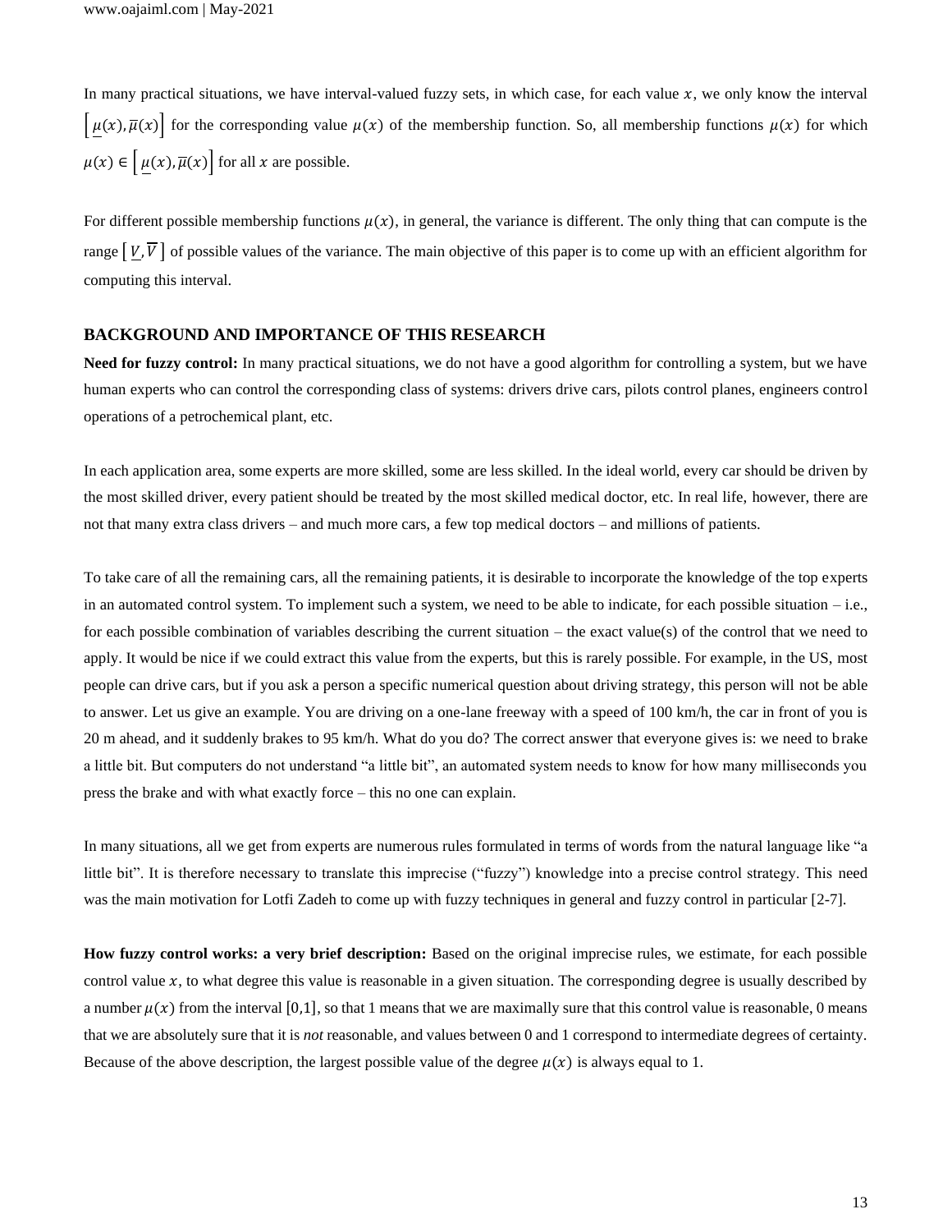In many practical situations, we have interval-valued fuzzy sets, in which case, for each value $x$, we only know the interval $\left[\underline{\mu}(x), \overline{\mu}(x)\right]$ for the corresponding value $\mu(x)$ of the membership function. So, all membership functions $\mu(x)$ for which $\mu(x) \in \left[\underline{\mu}(x), \overline{\mu}(x)\right]$ for all $x$ are possible.

For different possible membership functions $\mu(x)$, in general, the variance is different. The only thing that can compute is the range $\left[\underline{V}, \overline{V}\right]$ of possible values of the variance. The main objective of this paper is to come up with an efficient algorithm for computing this interval.

## BACKGROUND AND IMPORTANCE OF THIS RESEARCH

**Need for fuzzy control:** In many practical situations, we do not have a good algorithm for controlling a system, but we have human experts who can control the corresponding class of systems: drivers drive cars, pilots control planes, engineers control operations of a petrochemical plant, etc.

In each application area, some experts are more skilled, some are less skilled. In the ideal world, every car should be driven by the most skilled driver, every patient should be treated by the most skilled medical doctor, etc. In real life, however, there are not that many extra class drivers – and much more cars, a few top medical doctors – and millions of patients.

To take care of all the remaining cars, all the remaining patients, it is desirable to incorporate the knowledge of the top experts in an automated control system. To implement such a system, we need to be able to indicate, for each possible situation – i.e., for each possible combination of variables describing the current situation – the exact value(s) of the control that we need to apply. It would be nice if we could extract this value from the experts, but this is rarely possible. For example, in the US, most people can drive cars, but if you ask a person a specific numerical question about driving strategy, this person will not be able to answer. Let us give an example. You are driving on a one-lane freeway with a speed of 100 km/h, the car in front of you is 20 m ahead, and it suddenly brakes to 95 km/h. What do you do? The correct answer that everyone gives is: we need to brake a little bit. But computers do not understand "a little bit", an automated system needs to know for how many milliseconds you press the brake and with what exactly force – this no one can explain.

In many situations, all we get from experts are numerous rules formulated in terms of words from the natural language like "a little bit". It is therefore necessary to translate this imprecise ("fuzzy") knowledge into a precise control strategy. This need was the main motivation for Lotfi Zadeh to come up with fuzzy techniques in general and fuzzy control in particular [2-7].

**How fuzzy control works: a very brief description:** Based on the original imprecise rules, we estimate, for each possible control value $x$, to what degree this value is reasonable in a given situation. The corresponding degree is usually described by a number $\mu(x)$ from the interval $[0,1]$, so that 1 means that we are maximally sure that this control value is reasonable, 0 means that we are absolutely sure that it is *not* reasonable, and values between 0 and 1 correspond to intermediate degrees of certainty. Because of the above description, the largest possible value of the degree $\mu(x)$ is always equal to 1.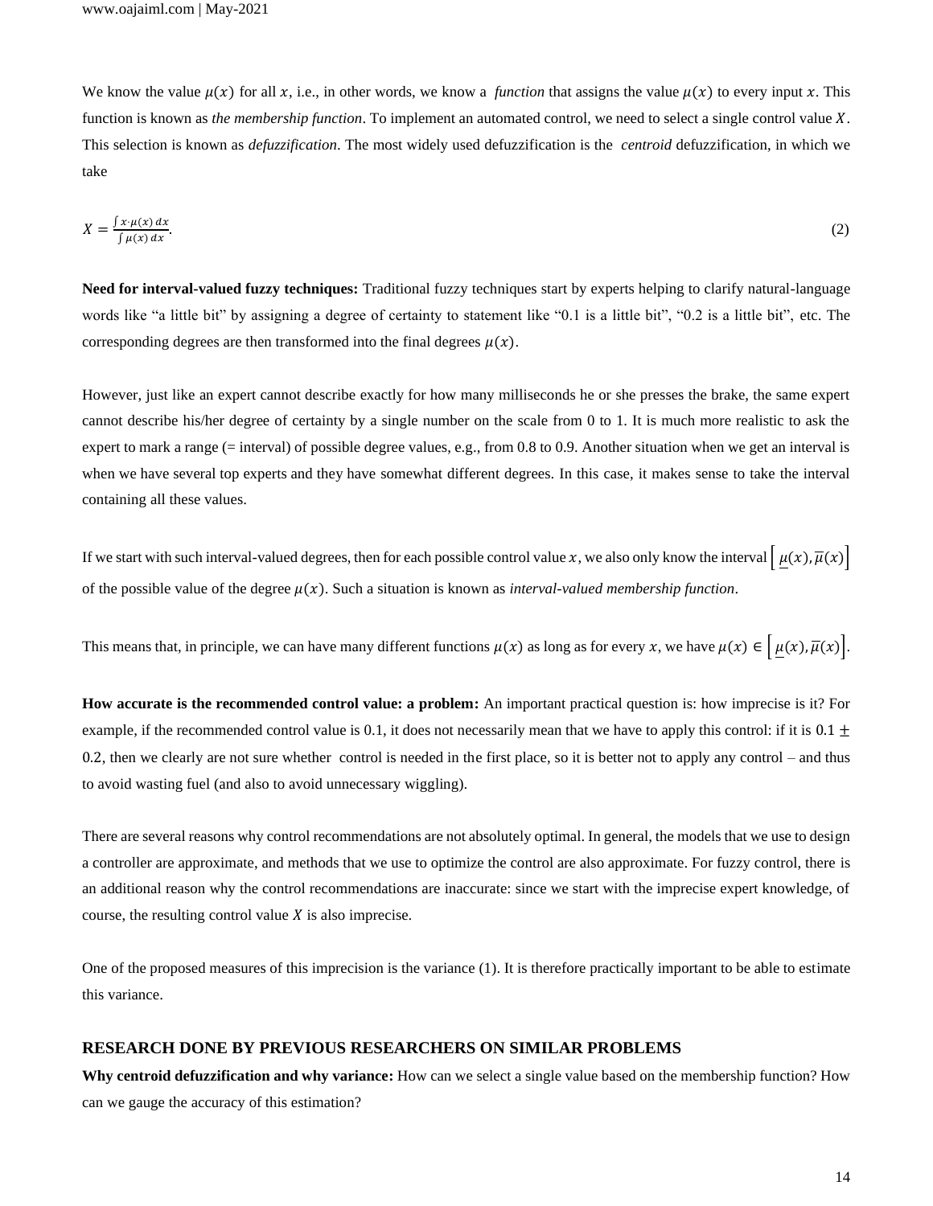We know the value $\mu(x)$ for all $x$, i.e., in other words, we know a *function* that assigns the value $\mu(x)$ to every input $x$. This function is known as *the membership function*. To implement an automated control, we need to select a single control value $X$. This selection is known as *defuzzification*. The most widely used defuzzification is the *centroid* defuzzification, in which we take

$$X = \frac{\int x \cdot \mu(x)\,dx}{\int \mu(x)\,dx}. \tag{2}$$

**Need for interval-valued fuzzy techniques:** Traditional fuzzy techniques start by experts helping to clarify natural-language words like "a little bit" by assigning a degree of certainty to statement like "0.1 is a little bit", "0.2 is a little bit", etc. The corresponding degrees are then transformed into the final degrees $\mu(x)$.

However, just like an expert cannot describe exactly for how many milliseconds he or she presses the brake, the same expert cannot describe his/her degree of certainty by a single number on the scale from 0 to 1. It is much more realistic to ask the expert to mark a range (= interval) of possible degree values, e.g., from 0.8 to 0.9. Another situation when we get an interval is when we have several top experts and they have somewhat different degrees. In this case, it makes sense to take the interval containing all these values.

If we start with such interval-valued degrees, then for each possible control value $x$, we also only know the interval $\left[\underline{\mu}(x), \overline{\mu}(x)\right]$ of the possible value of the degree $\mu(x)$. Such a situation is known as *interval-valued membership function*.

This means that, in principle, we can have many different functions $\mu(x)$ as long as for every $x$, we have $\mu(x) \in \left[\underline{\mu}(x), \overline{\mu}(x)\right]$.

**How accurate is the recommended control value: a problem:** An important practical question is: how imprecise is it? For example, if the recommended control value is 0.1, it does not necessarily mean that we have to apply this control: if it is $0.1 \pm 0.2$, then we clearly are not sure whether control is needed in the first place, so it is better not to apply any control – and thus to avoid wasting fuel (and also to avoid unnecessary wiggling).

There are several reasons why control recommendations are not absolutely optimal. In general, the models that we use to design a controller are approximate, and methods that we use to optimize the control are also approximate. For fuzzy control, there is an additional reason why the control recommendations are inaccurate: since we start with the imprecise expert knowledge, of course, the resulting control value $X$ is also imprecise.

One of the proposed measures of this imprecision is the variance (1). It is therefore practically important to be able to estimate this variance.

## RESEARCH DONE BY PREVIOUS RESEARCHERS ON SIMILAR PROBLEMS

**Why centroid defuzzification and why variance:** How can we select a single value based on the membership function? How can we gauge the accuracy of this estimation?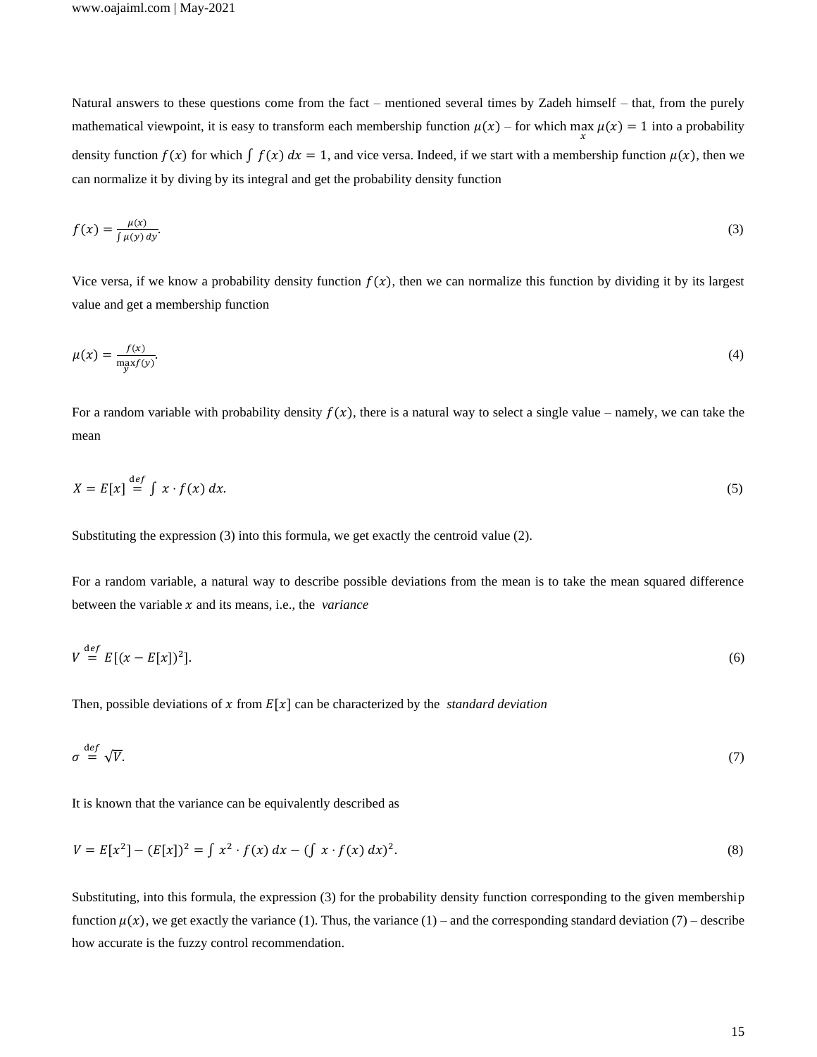Natural answers to these questions come from the fact – mentioned several times by Zadeh himself – that, from the purely mathematical viewpoint, it is easy to transform each membership function $\mu(x)$ – for which $\max_x \mu(x) = 1$ into a probability density function $f(x)$ for which $\int f(x)\,dx = 1$, and vice versa. Indeed, if we start with a membership function $\mu(x)$, then we can normalize it by diving by its integral and get the probability density function

$$f(x) = \frac{\mu(x)}{\int \mu(y)\,dy}. \tag{3}$$

Vice versa, if we know a probability density function $f(x)$, then we can normalize this function by dividing it by its largest value and get a membership function

$$\mu(x) = \frac{f(x)}{\max_y f(y)}. \tag{4}$$

For a random variable with probability density $f(x)$, there is a natural way to select a single value – namely, we can take the mean

$$X = E[x] \stackrel{\text{def}}{=} \int x \cdot f(x)\,dx. \tag{5}$$

Substituting the expression (3) into this formula, we get exactly the centroid value (2).

For a random variable, a natural way to describe possible deviations from the mean is to take the mean squared difference between the variable $x$ and its means, i.e., the *variance*

$$V \stackrel{\text{def}}{=} E[(x - E[x])^2]. \tag{6}$$

Then, possible deviations of $x$ from $E[x]$ can be characterized by the *standard deviation*

$$\sigma \stackrel{\text{def}}{=} \sqrt{V}. \tag{7}$$

It is known that the variance can be equivalently described as

$$V = E[x^2] - (E[x])^2 = \int x^2 \cdot f(x)\,dx - \left(\int x \cdot f(x)\,dx\right)^2. \tag{8}$$

Substituting, into this formula, the expression (3) for the probability density function corresponding to the given membership function $\mu(x)$, we get exactly the variance (1). Thus, the variance (1) – and the corresponding standard deviation (7) – describe how accurate is the fuzzy control recommendation.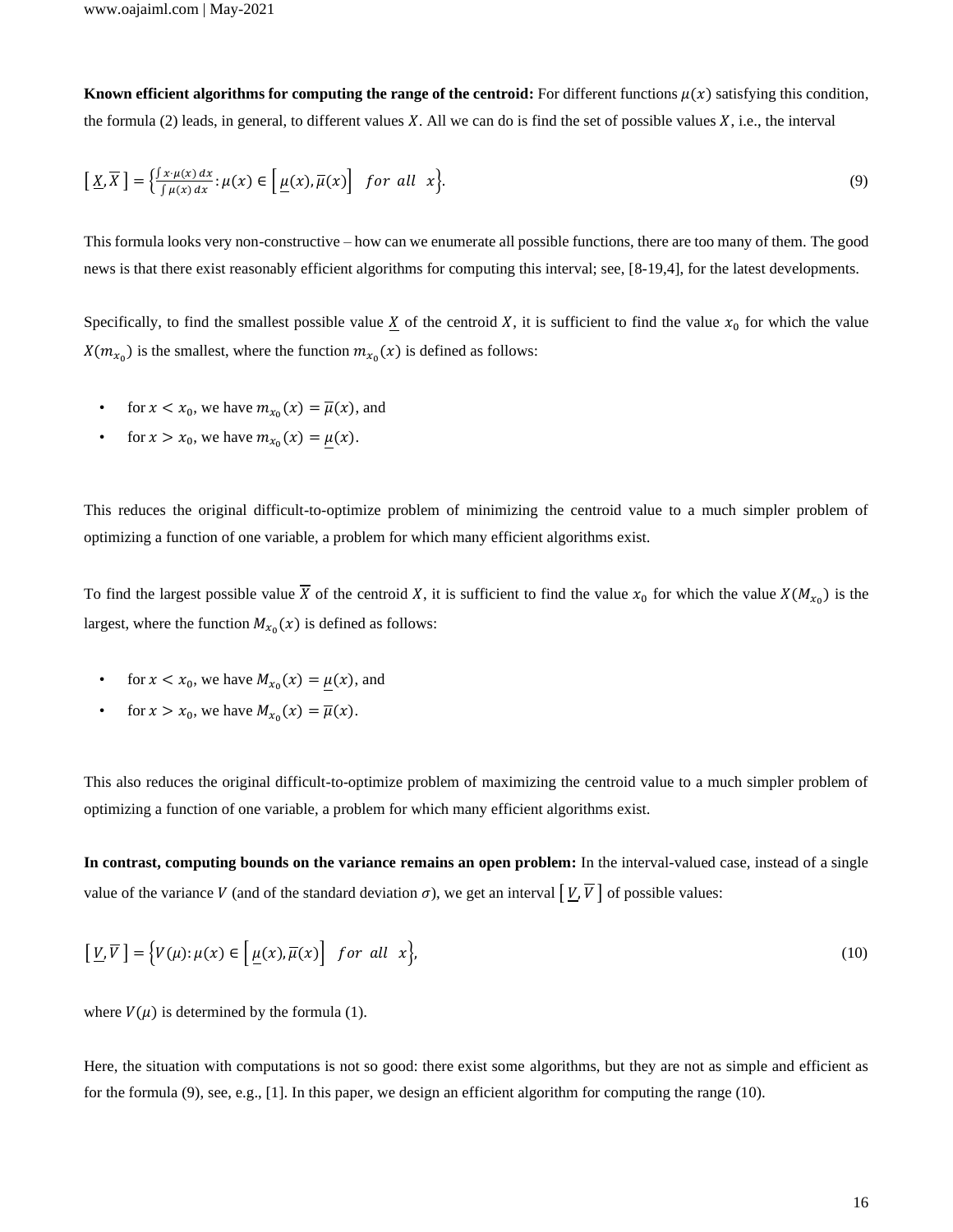**Known efficient algorithms for computing the range of the centroid:** For different functions $\mu(x)$ satisfying this condition, the formula (2) leads, in general, to different values $X$. All we can do is find the set of possible values $X$, i.e., the interval

$$[\underline{X}, \overline{X}] = \left\{\frac{\int x \cdot \mu(x)\, dx}{\int \mu(x)\, dx} : \mu(x) \in [\underline{\mu}(x), \overline{\mu}(x)] \quad for \ all \quad x\right\}. \tag{9}$$

This formula looks very non-constructive – how can we enumerate all possible functions, there are too many of them. The good news is that there exist reasonably efficient algorithms for computing this interval; see, [8-19,4], for the latest developments.

Specifically, to find the smallest possible value $\underline{X}$ of the centroid $X$, it is sufficient to find the value $x_0$ for which the value $X(m_{x_0})$ is the smallest, where the function $m_{x_0}(x)$ is defined as follows:

- for $x < x_0$, we have $m_{x_0}(x) = \overline{\mu}(x)$, and
- for $x > x_0$, we have $m_{x_0}(x) = \underline{\mu}(x)$.

This reduces the original difficult-to-optimize problem of minimizing the centroid value to a much simpler problem of optimizing a function of one variable, a problem for which many efficient algorithms exist.

To find the largest possible value $\overline{X}$ of the centroid $X$, it is sufficient to find the value $x_0$ for which the value $X(M_{x_0})$ is the largest, where the function $M_{x_0}(x)$ is defined as follows:

- for $x < x_0$, we have $M_{x_0}(x) = \underline{\mu}(x)$, and
- for $x > x_0$, we have $M_{x_0}(x) = \overline{\mu}(x)$.

This also reduces the original difficult-to-optimize problem of maximizing the centroid value to a much simpler problem of optimizing a function of one variable, a problem for which many efficient algorithms exist.

**In contrast, computing bounds on the variance remains an open problem:** In the interval-valued case, instead of a single value of the variance $V$ (and of the standard deviation $\sigma$), we get an interval $[\underline{V}, \overline{V}]$ of possible values:

$$[\underline{V}, \overline{V}] = \{V(\mu) : \mu(x) \in [\underline{\mu}(x), \overline{\mu}(x)] \quad for \ all \quad x\}, \tag{10}$$

where $V(\mu)$ is determined by the formula (1).

Here, the situation with computations is not so good: there exist some algorithms, but they are not as simple and efficient as for the formula (9), see, e.g., [1]. In this paper, we design an efficient algorithm for computing the range (10).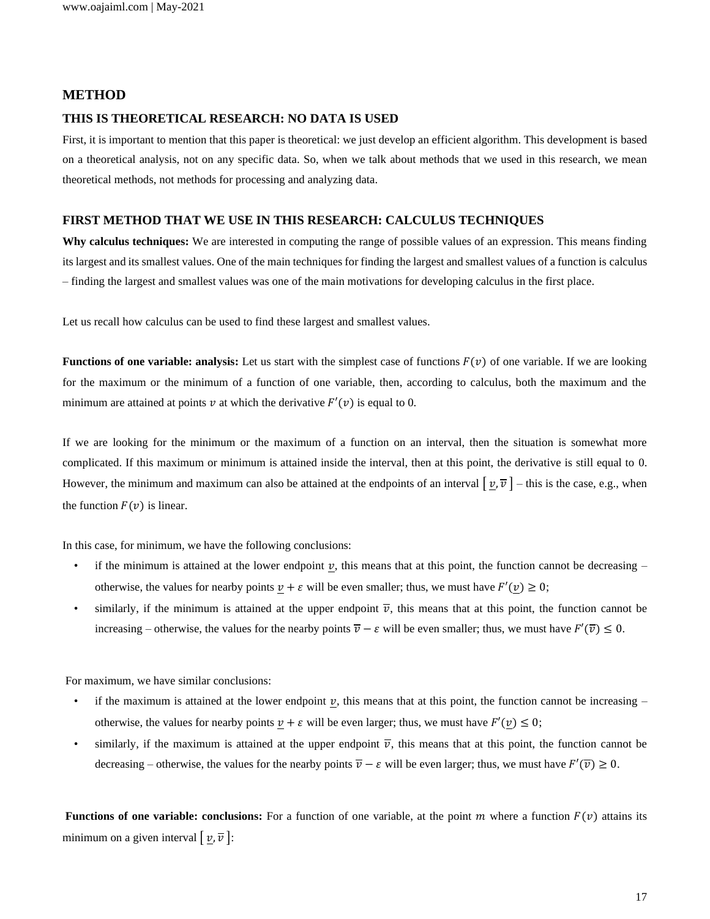## METHOD

### THIS IS THEORETICAL RESEARCH: NO DATA IS USED

First, it is important to mention that this paper is theoretical: we just develop an efficient algorithm. This development is based on a theoretical analysis, not on any specific data. So, when we talk about methods that we used in this research, we mean theoretical methods, not methods for processing and analyzing data.

### FIRST METHOD THAT WE USE IN THIS RESEARCH: CALCULUS TECHNIQUES

**Why calculus techniques:** We are interested in computing the range of possible values of an expression. This means finding its largest and its smallest values. One of the main techniques for finding the largest and smallest values of a function is calculus – finding the largest and smallest values was one of the main motivations for developing calculus in the first place.

Let us recall how calculus can be used to find these largest and smallest values.

**Functions of one variable: analysis:** Let us start with the simplest case of functions $F(v)$ of one variable. If we are looking for the maximum or the minimum of a function of one variable, then, according to calculus, both the maximum and the minimum are attained at points $v$ at which the derivative $F'(v)$ is equal to 0.

If we are looking for the minimum or the maximum of a function on an interval, then the situation is somewhat more complicated. If this maximum or minimum is attained inside the interval, then at this point, the derivative is still equal to 0. However, the minimum and maximum can also be attained at the endpoints of an interval $[\underline{v}, \overline{v}]$ – this is the case, e.g., when the function $F(v)$ is linear.

In this case, for minimum, we have the following conclusions:

- if the minimum is attained at the lower endpoint $\underline{v}$, this means that at this point, the function cannot be decreasing – otherwise, the values for nearby points $\underline{v} + \varepsilon$ will be even smaller; thus, we must have $F'(\underline{v}) \geq 0$;
- similarly, if the minimum is attained at the upper endpoint $\overline{v}$, this means that at this point, the function cannot be increasing – otherwise, the values for the nearby points $\overline{v} - \varepsilon$ will be even smaller; thus, we must have $F'(\overline{v}) \leq 0$.

For maximum, we have similar conclusions:

- if the maximum is attained at the lower endpoint $\underline{v}$, this means that at this point, the function cannot be increasing – otherwise, the values for nearby points $\underline{v} + \varepsilon$ will be even larger; thus, we must have $F'(\underline{v}) \leq 0$;
- similarly, if the maximum is attained at the upper endpoint $\overline{v}$, this means that at this point, the function cannot be decreasing – otherwise, the values for the nearby points $\overline{v} - \varepsilon$ will be even larger; thus, we must have $F'(\overline{v}) \geq 0$.

**Functions of one variable: conclusions:** For a function of one variable, at the point $m$ where a function $F(v)$ attains its minimum on a given interval $[\underline{v}, \overline{v}]$: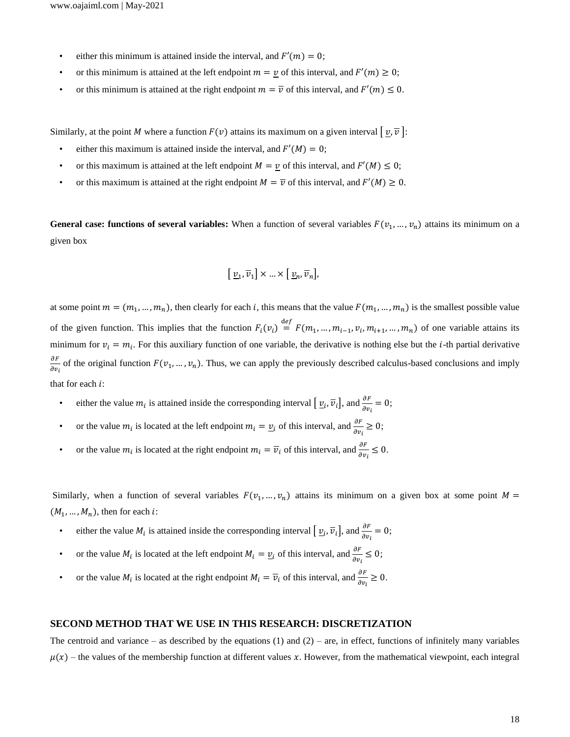- either this minimum is attained inside the interval, and $F'(m) = 0$;
- or this minimum is attained at the left endpoint $m = \underline{v}$ of this interval, and $F'(m) \geq 0$;
- or this minimum is attained at the right endpoint $m = \overline{v}$ of this interval, and $F'(m) \leq 0$.

Similarly, at the point $M$ where a function $F(v)$ attains its maximum on a given interval $[\underline{v}, \overline{v}]$:

- either this maximum is attained inside the interval, and $F'(M) = 0$;
- or this maximum is attained at the left endpoint $M = \underline{v}$ of this interval, and $F'(M) \leq 0$;
- or this maximum is attained at the right endpoint $M = \overline{v}$ of this interval, and $F'(M) \geq 0$.

**General case: functions of several variables:** When a function of several variables $F(v_1, \ldots, v_n)$ attains its minimum on a given box

$$[\underline{v}_1, \overline{v}_1] \times \ldots \times [\underline{v}_n, \overline{v}_n],$$

at some point $m = (m_1, \ldots, m_n)$, then clearly for each $i$, this means that the value $F(m_1, \ldots, m_n)$ is the smallest possible value of the given function. This implies that the function $F_i(v_i) \stackrel{\text{def}}{=} F(m_1, \ldots, m_{i-1}, v_i, m_{i+1}, \ldots, m_n)$ of one variable attains its minimum for $v_i = m_i$. For this auxiliary function of one variable, the derivative is nothing else but the $i$-th partial derivative $\frac{\partial F}{\partial v_i}$ of the original function $F(v_1, \ldots, v_n)$. Thus, we can apply the previously described calculus-based conclusions and imply that for each $i$:

- either the value $m_i$ is attained inside the corresponding interval $[\underline{v}_i, \overline{v}_i]$, and $\frac{\partial F}{\partial v_i} = 0$;
- or the value $m_i$ is located at the left endpoint $m_i = \underline{v}_i$ of this interval, and $\frac{\partial F}{\partial v_i} \geq 0$;
- or the value $m_i$ is located at the right endpoint $m_i = \overline{v}_i$ of this interval, and $\frac{\partial F}{\partial v_i} \leq 0$.

Similarly, when a function of several variables $F(v_1, \ldots, v_n)$ attains its minimum on a given box at some point $M = (M_1, \ldots, M_n)$, then for each $i$:

- either the value $M_i$ is attained inside the corresponding interval $[\underline{v}_i, \overline{v}_i]$, and $\frac{\partial F}{\partial v_i} = 0$;
- or the value $M_i$ is located at the left endpoint $M_i = \underline{v}_i$ of this interval, and $\frac{\partial F}{\partial v_i} \leq 0$;
- or the value $M_i$ is located at the right endpoint $M_i = \overline{v}_i$ of this interval, and $\frac{\partial F}{\partial v_i} \geq 0$.

## SECOND METHOD THAT WE USE IN THIS RESEARCH: DISCRETIZATION

The centroid and variance – as described by the equations (1) and (2) – are, in effect, functions of infinitely many variables $\mu(x)$ – the values of the membership function at different values $x$. However, from the mathematical viewpoint, each integral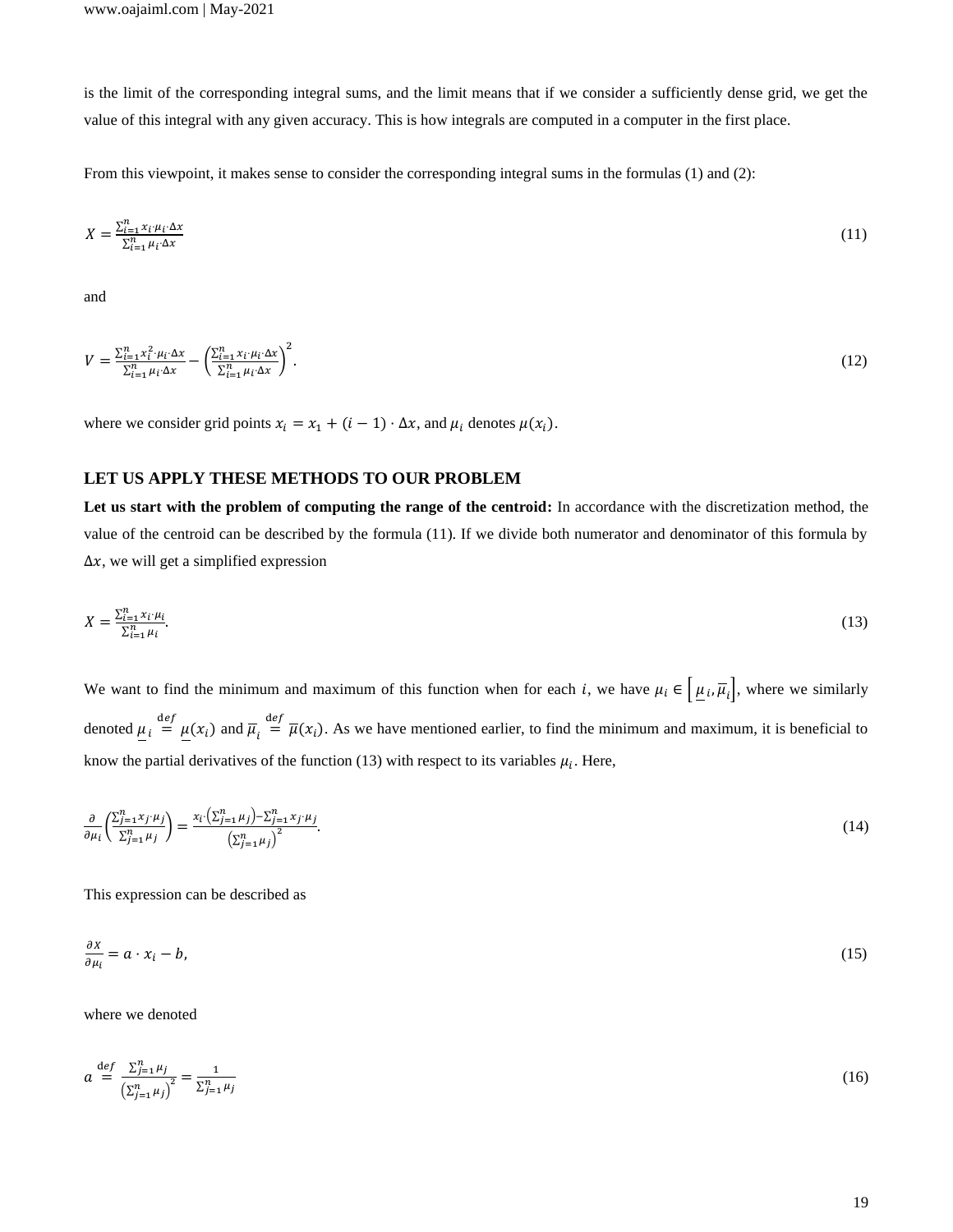is the limit of the corresponding integral sums, and the limit means that if we consider a sufficiently dense grid, we get the value of this integral with any given accuracy. This is how integrals are computed in a computer in the first place.

From this viewpoint, it makes sense to consider the corresponding integral sums in the formulas (1) and (2):

$$X = \frac{\sum_{i=1}^{n} x_i \cdot \mu_i \cdot \Delta x}{\sum_{i=1}^{n} \mu_i \cdot \Delta x} \tag{11}$$

and

$$V = \frac{\sum_{i=1}^{n} x_i^2 \cdot \mu_i \cdot \Delta x}{\sum_{i=1}^{n} \mu_i \cdot \Delta x} - \left(\frac{\sum_{i=1}^{n} x_i \cdot \mu_i \cdot \Delta x}{\sum_{i=1}^{n} \mu_i \cdot \Delta x}\right)^2. \tag{12}$$

where we consider grid points $x_i = x_1 + (i-1) \cdot \Delta x$, and $\mu_i$ denotes $\mu(x_i)$.

## LET US APPLY THESE METHODS TO OUR PROBLEM

**Let us start with the problem of computing the range of the centroid:** In accordance with the discretization method, the value of the centroid can be described by the formula (11). If we divide both numerator and denominator of this formula by $\Delta x$, we will get a simplified expression

$$X = \frac{\sum_{i=1}^{n} x_i \cdot \mu_i}{\sum_{i=1}^{n} \mu_i}. \tag{13}$$

We want to find the minimum and maximum of this function when for each $i$, we have $\mu_i \in \left[\underline{\mu}_i, \overline{\mu}_i\right]$, where we similarly denoted $\underline{\mu}_i \stackrel{\text{def}}{=} \underline{\mu}(x_i)$ and $\overline{\mu}_i \stackrel{\text{def}}{=} \overline{\mu}(x_i)$. As we have mentioned earlier, to find the minimum and maximum, it is beneficial to know the partial derivatives of the function (13) with respect to its variables $\mu_i$. Here,

$$\frac{\partial}{\partial \mu_i}\left(\frac{\sum_{j=1}^{n} x_j \cdot \mu_j}{\sum_{j=1}^{n} \mu_j}\right) = \frac{x_i \cdot \left(\sum_{j=1}^{n} \mu_j\right) - \sum_{j=1}^{n} x_j \cdot \mu_j}{\left(\sum_{j=1}^{n} \mu_j\right)^2}. \tag{14}$$

This expression can be described as

$$\frac{\partial X}{\partial \mu_i} = a \cdot x_i - b, \tag{15}$$

where we denoted

$$a \stackrel{\text{def}}{=} \frac{\sum_{j=1}^{n} \mu_j}{\left(\sum_{j=1}^{n} \mu_j\right)^2} = \frac{1}{\sum_{j=1}^{n} \mu_j} \tag{16}$$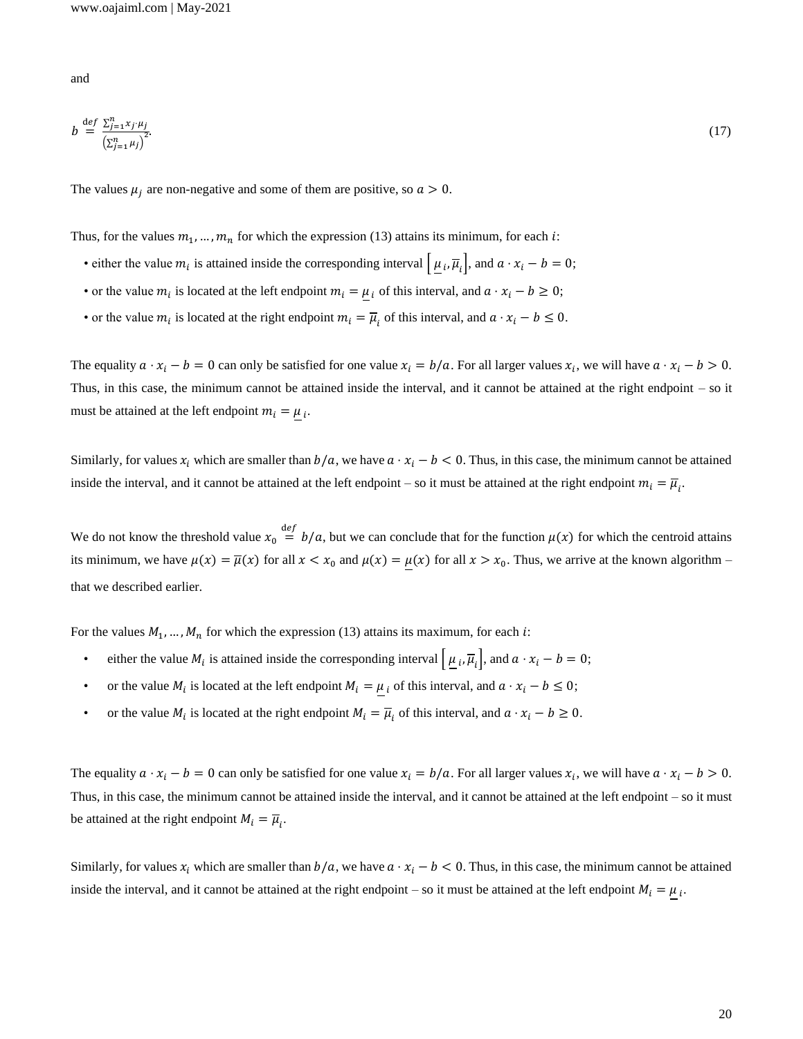and

$$b \stackrel{\text{def}}{=} \frac{\sum_{j=1}^{n} x_j \cdot \mu_j}{\left(\sum_{j=1}^{n} \mu_j\right)^2}. \tag{17}$$

The values $\mu_j$ are non-negative and some of them are positive, so $a > 0$.

Thus, for the values $m_1, \ldots, m_n$ for which the expression (13) attains its minimum, for each $i$:

- either the value $m_i$ is attained inside the corresponding interval $\left[\underline{\mu}_i, \overline{\mu}_i\right]$, and $a \cdot x_i - b = 0$;
- or the value $m_i$ is located at the left endpoint $m_i = \underline{\mu}_i$ of this interval, and $a \cdot x_i - b \geq 0$;
- or the value $m_i$ is located at the right endpoint $m_i = \overline{\mu}_i$ of this interval, and $a \cdot x_i - b \leq 0$.

The equality $a \cdot x_i - b = 0$ can only be satisfied for one value $x_i = b/a$. For all larger values $x_i$, we will have $a \cdot x_i - b > 0$. Thus, in this case, the minimum cannot be attained inside the interval, and it cannot be attained at the right endpoint – so it must be attained at the left endpoint $m_i = \underline{\mu}_i$.

Similarly, for values $x_i$ which are smaller than $b/a$, we have $a \cdot x_i - b < 0$. Thus, in this case, the minimum cannot be attained inside the interval, and it cannot be attained at the left endpoint – so it must be attained at the right endpoint $m_i = \overline{\mu}_i$.

We do not know the threshold value $x_0 \stackrel{\text{def}}{=} b/a$, but we can conclude that for the function $\mu(x)$ for which the centroid attains its minimum, we have $\mu(x) = \overline{\mu}(x)$ for all $x < x_0$ and $\mu(x) = \underline{\mu}(x)$ for all $x > x_0$. Thus, we arrive at the known algorithm – that we described earlier.

For the values $M_1, \ldots, M_n$ for which the expression (13) attains its maximum, for each $i$:

- either the value $M_i$ is attained inside the corresponding interval $\left[\underline{\mu}_i, \overline{\mu}_i\right]$, and $a \cdot x_i - b = 0$;
- or the value $M_i$ is located at the left endpoint $M_i = \underline{\mu}_i$ of this interval, and $a \cdot x_i - b \leq 0$;
- or the value $M_i$ is located at the right endpoint $M_i = \overline{\mu}_i$ of this interval, and $a \cdot x_i - b \geq 0$.

The equality $a \cdot x_i - b = 0$ can only be satisfied for one value $x_i = b/a$. For all larger values $x_i$, we will have $a \cdot x_i - b > 0$. Thus, in this case, the minimum cannot be attained inside the interval, and it cannot be attained at the left endpoint – so it must be attained at the right endpoint $M_i = \overline{\mu}_i$.

Similarly, for values $x_i$ which are smaller than $b/a$, we have $a \cdot x_i - b < 0$. Thus, in this case, the minimum cannot be attained inside the interval, and it cannot be attained at the right endpoint – so it must be attained at the left endpoint $M_i = \underline{\mu}_i$.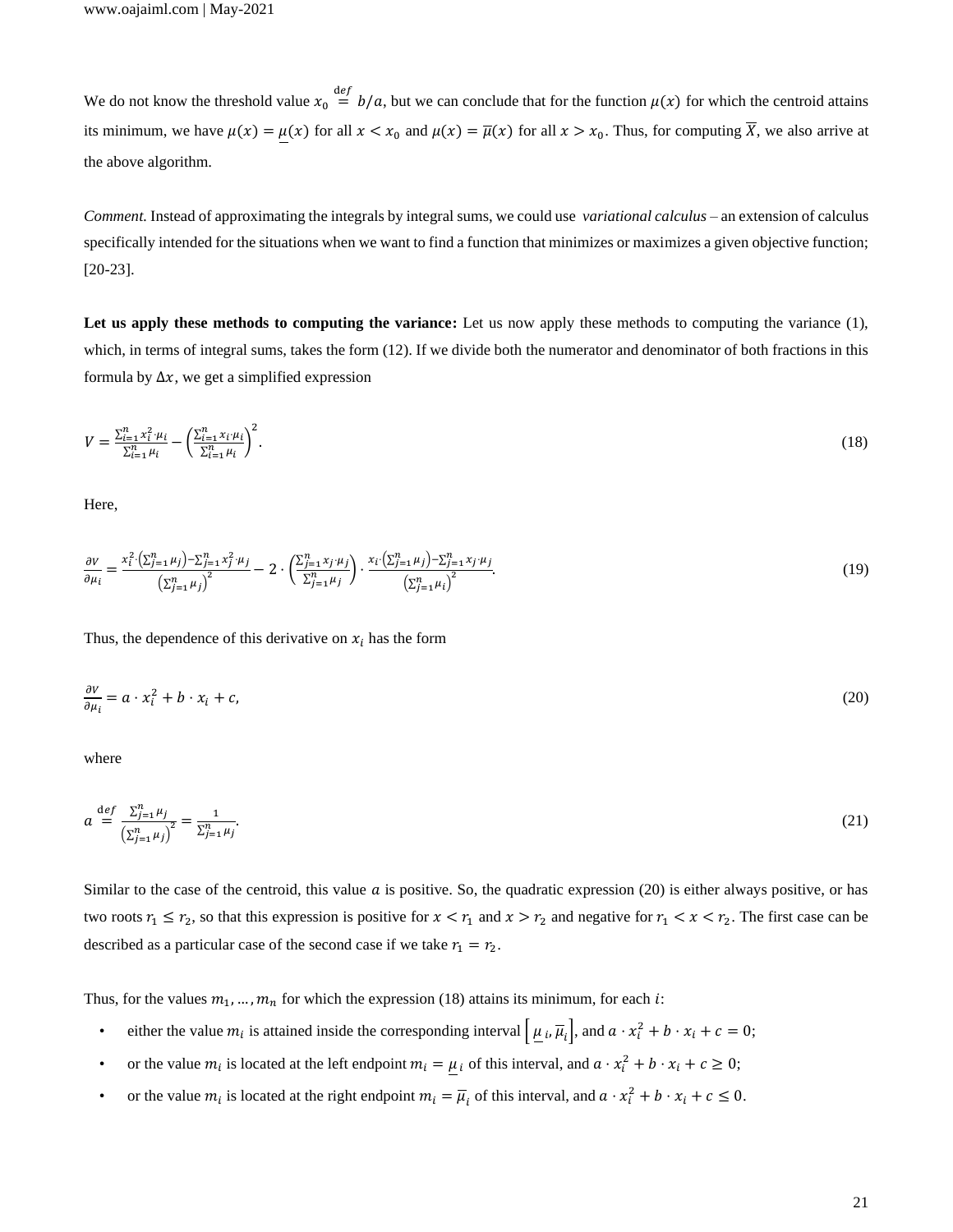We do not know the threshold value $x_0 \stackrel{\text{def}}{=} b/a$, but we can conclude that for the function $\mu(x)$ for which the centroid attains its minimum, we have $\mu(x) = \underline{\mu}(x)$ for all $x < x_0$ and $\mu(x) = \overline{\mu}(x)$ for all $x > x_0$. Thus, for computing $\overline{X}$, we also arrive at the above algorithm.

*Comment.* Instead of approximating the integrals by integral sums, we could use *variational calculus* – an extension of calculus specifically intended for the situations when we want to find a function that minimizes or maximizes a given objective function; [20-23].

**Let us apply these methods to computing the variance:** Let us now apply these methods to computing the variance (1), which, in terms of integral sums, takes the form (12). If we divide both the numerator and denominator of both fractions in this formula by $\Delta x$, we get a simplified expression

$$V = \frac{\sum_{i=1}^{n} x_i^2 \cdot \mu_i}{\sum_{i=1}^{n} \mu_i} - \left(\frac{\sum_{i=1}^{n} x_i \cdot \mu_i}{\sum_{i=1}^{n} \mu_i}\right)^2. \tag{18}$$

Here,

$$\frac{\partial V}{\partial \mu_i} = \frac{x_i^2 \cdot \left(\sum_{j=1}^{n} \mu_j\right) - \sum_{j=1}^{n} x_j^2 \cdot \mu_j}{\left(\sum_{j=1}^{n} \mu_j\right)^2} - 2 \cdot \left(\frac{\sum_{j=1}^{n} x_j \cdot \mu_j}{\sum_{j=1}^{n} \mu_j}\right) \cdot \frac{x_i \cdot \left(\sum_{j=1}^{n} \mu_j\right) - \sum_{j=1}^{n} x_j \cdot \mu_j}{\left(\sum_{j=1}^{n} \mu_i\right)^2}. \tag{19}$$

Thus, the dependence of this derivative on $x_i$ has the form

$$\frac{\partial V}{\partial \mu_i} = a \cdot x_i^2 + b \cdot x_i + c, \tag{20}$$

where

$$a \stackrel{\text{def}}{=} \frac{\sum_{j=1}^{n} \mu_j}{\left(\sum_{j=1}^{n} \mu_j\right)^2} = \frac{1}{\sum_{j=1}^{n} \mu_j}. \tag{21}$$

Similar to the case of the centroid, this value $a$ is positive. So, the quadratic expression (20) is either always positive, or has two roots $r_1 \le r_2$, so that this expression is positive for $x < r_1$ and $x > r_2$ and negative for $r_1 < x < r_2$. The first case can be described as a particular case of the second case if we take $r_1 = r_2$.

Thus, for the values $m_1, \ldots, m_n$ for which the expression (18) attains its minimum, for each $i$:

- either the value $m_i$ is attained inside the corresponding interval $\left[\underline{\mu}_i, \overline{\mu}_i\right]$, and $a \cdot x_i^2 + b \cdot x_i + c = 0$;
- or the value $m_i$ is located at the left endpoint $m_i = \underline{\mu}_i$ of this interval, and $a \cdot x_i^2 + b \cdot x_i + c \ge 0$;
- or the value $m_i$ is located at the right endpoint $m_i = \overline{\mu}_i$ of this interval, and $a \cdot x_i^2 + b \cdot x_i + c \le 0$.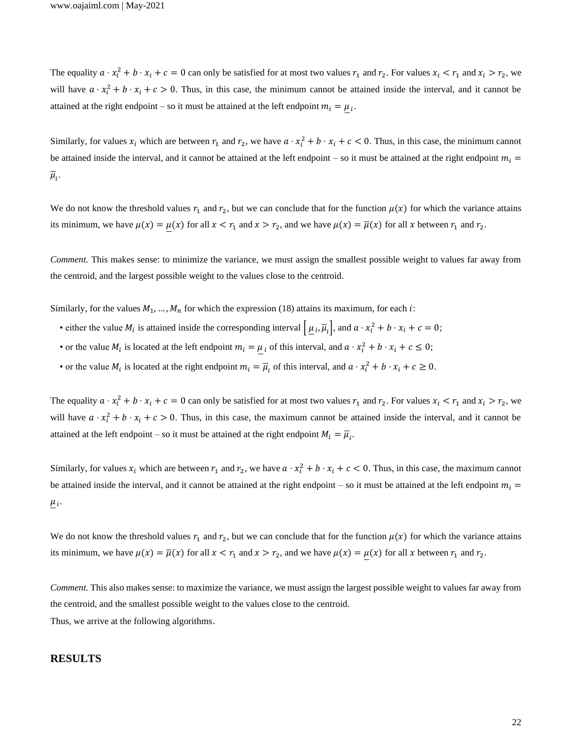The equality $a \cdot x_i^2 + b \cdot x_i + c = 0$ can only be satisfied for at most two values $r_1$ and $r_2$. For values $x_i < r_1$ and $x_i > r_2$, we will have $a \cdot x_i^2 + b \cdot x_i + c > 0$. Thus, in this case, the minimum cannot be attained inside the interval, and it cannot be attained at the right endpoint – so it must be attained at the left endpoint $m_i = \underline{\mu}_i$.

Similarly, for values $x_i$ which are between $r_1$ and $r_2$, we have $a \cdot x_i^2 + b \cdot x_i + c < 0$. Thus, in this case, the minimum cannot be attained inside the interval, and it cannot be attained at the left endpoint – so it must be attained at the right endpoint $m_i = \overline{\mu}_i$.

We do not know the threshold values $r_1$ and $r_2$, but we can conclude that for the function $\mu(x)$ for which the variance attains its minimum, we have $\mu(x) = \underline{\mu}(x)$ for all $x < r_1$ and $x > r_2$, and we have $\mu(x) = \overline{\mu}(x)$ for all $x$ between $r_1$ and $r_2$.

*Comment.* This makes sense: to minimize the variance, we must assign the smallest possible weight to values far away from the centroid, and the largest possible weight to the values close to the centroid.

Similarly, for the values $M_1, \ldots, M_n$ for which the expression (18) attains its maximum, for each $i$:

- either the value $M_i$ is attained inside the corresponding interval $\left[\underline{\mu}_i, \overline{\mu}_i\right]$, and $a \cdot x_i^2 + b \cdot x_i + c = 0$;
- or the value $M_i$ is located at the left endpoint $m_i = \underline{\mu}_i$ of this interval, and $a \cdot x_i^2 + b \cdot x_i + c \leq 0$;
- or the value $M_i$ is located at the right endpoint $m_i = \overline{\mu}_i$ of this interval, and $a \cdot x_i^2 + b \cdot x_i + c \geq 0$.

The equality $a \cdot x_i^2 + b \cdot x_i + c = 0$ can only be satisfied for at most two values $r_1$ and $r_2$. For values $x_i < r_1$ and $x_i > r_2$, we will have $a \cdot x_i^2 + b \cdot x_i + c > 0$. Thus, in this case, the maximum cannot be attained inside the interval, and it cannot be attained at the left endpoint – so it must be attained at the right endpoint $M_i = \overline{\mu}_i$.

Similarly, for values $x_i$ which are between $r_1$ and $r_2$, we have $a \cdot x_i^2 + b \cdot x_i + c < 0$. Thus, in this case, the maximum cannot be attained inside the interval, and it cannot be attained at the right endpoint – so it must be attained at the left endpoint $m_i = \underline{\mu}_i$.

We do not know the threshold values $r_1$ and $r_2$, but we can conclude that for the function $\mu(x)$ for which the variance attains its minimum, we have $\mu(x) = \overline{\mu}(x)$ for all $x < r_1$ and $x > r_2$, and we have $\mu(x) = \underline{\mu}(x)$ for all $x$ between $r_1$ and $r_2$.

*Comment.* This also makes sense: to maximize the variance, we must assign the largest possible weight to values far away from the centroid, and the smallest possible weight to the values close to the centroid.

Thus, we arrive at the following algorithms.

## RESULTS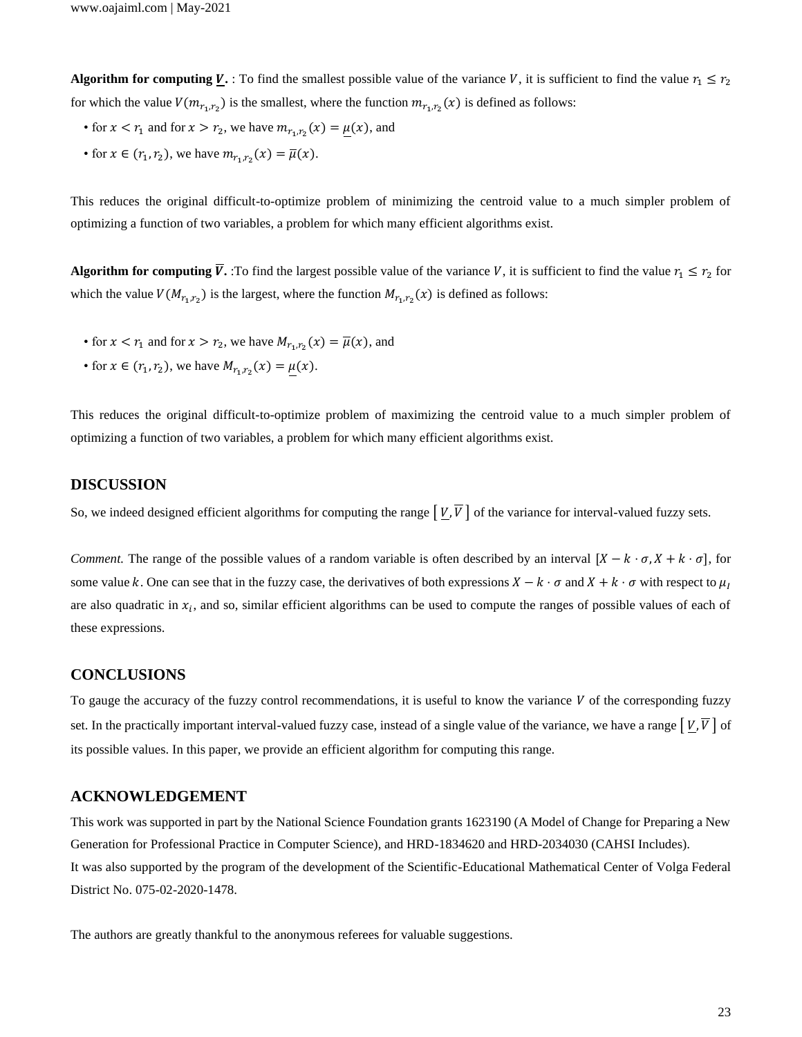**Algorithm for computing $\underline{V}$.** : To find the smallest possible value of the variance $V$, it is sufficient to find the value $r_1 \le r_2$ for which the value $V(m_{r_1,r_2})$ is the smallest, where the function $m_{r_1,r_2}(x)$ is defined as follows:

- for $x < r_1$ and for $x > r_2$, we have $m_{r_1,r_2}(x) = \underline{\mu}(x)$, and
- for $x \in (r_1, r_2)$, we have $m_{r_1,r_2}(x) = \overline{\mu}(x)$.

This reduces the original difficult-to-optimize problem of minimizing the centroid value to a much simpler problem of optimizing a function of two variables, a problem for which many efficient algorithms exist.

**Algorithm for computing $\overline{V}$.** :To find the largest possible value of the variance $V$, it is sufficient to find the value $r_1 \le r_2$ for which the value $V(M_{r_1,r_2})$ is the largest, where the function $M_{r_1,r_2}(x)$ is defined as follows:

- for $x < r_1$ and for $x > r_2$, we have $M_{r_1,r_2}(x) = \overline{\mu}(x)$, and
- for $x \in (r_1, r_2)$, we have $M_{r_1,r_2}(x) = \underline{\mu}(x)$.

This reduces the original difficult-to-optimize problem of maximizing the centroid value to a much simpler problem of optimizing a function of two variables, a problem for which many efficient algorithms exist.

## DISCUSSION

So, we indeed designed efficient algorithms for computing the range $[\underline{V}, \overline{V}]$ of the variance for interval-valued fuzzy sets.

*Comment.* The range of the possible values of a random variable is often described by an interval $[X - k \cdot \sigma, X + k \cdot \sigma]$, for some value $k$. One can see that in the fuzzy case, the derivatives of both expressions $X - k \cdot \sigma$ and $X + k \cdot \sigma$ with respect to $\mu_I$ are also quadratic in $x_i$, and so, similar efficient algorithms can be used to compute the ranges of possible values of each of these expressions.

## CONCLUSIONS

To gauge the accuracy of the fuzzy control recommendations, it is useful to know the variance $V$ of the corresponding fuzzy set. In the practically important interval-valued fuzzy case, instead of a single value of the variance, we have a range $[\underline{V}, \overline{V}]$ of its possible values. In this paper, we provide an efficient algorithm for computing this range.

## ACKNOWLEDGEMENT

This work was supported in part by the National Science Foundation grants 1623190 (A Model of Change for Preparing a New Generation for Professional Practice in Computer Science), and HRD-1834620 and HRD-2034030 (CAHSI Includes).
It was also supported by the program of the development of the Scientific-Educational Mathematical Center of Volga Federal District No. 075-02-2020-1478.

The authors are greatly thankful to the anonymous referees for valuable suggestions.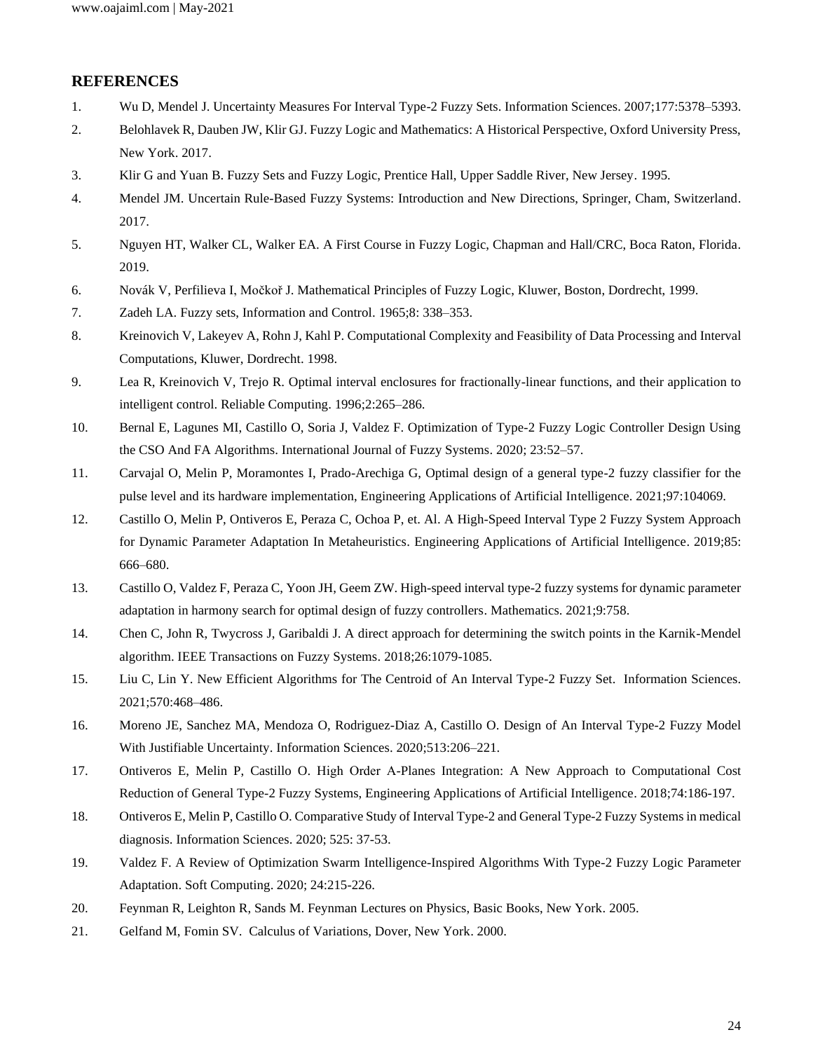## REFERENCES

1. Wu D, Mendel J. Uncertainty Measures For Interval Type-2 Fuzzy Sets. Information Sciences. 2007;177:5378–5393.
2. Belohlavek R, Dauben JW, Klir GJ. Fuzzy Logic and Mathematics: A Historical Perspective, Oxford University Press, New York. 2017.
3. Klir G and Yuan B. Fuzzy Sets and Fuzzy Logic, Prentice Hall, Upper Saddle River, New Jersey. 1995.
4. Mendel JM. Uncertain Rule-Based Fuzzy Systems: Introduction and New Directions, Springer, Cham, Switzerland. 2017.
5. Nguyen HT, Walker CL, Walker EA. A First Course in Fuzzy Logic, Chapman and Hall/CRC, Boca Raton, Florida. 2019.
6. Novák V, Perfilieva I, Močkoř J. Mathematical Principles of Fuzzy Logic, Kluwer, Boston, Dordrecht, 1999.
7. Zadeh LA. Fuzzy sets, Information and Control. 1965;8: 338–353.
8. Kreinovich V, Lakeyev A, Rohn J, Kahl P. Computational Complexity and Feasibility of Data Processing and Interval Computations, Kluwer, Dordrecht. 1998.
9. Lea R, Kreinovich V, Trejo R. Optimal interval enclosures for fractionally-linear functions, and their application to intelligent control. Reliable Computing. 1996;2:265–286.
10. Bernal E, Lagunes MI, Castillo O, Soria J, Valdez F. Optimization of Type-2 Fuzzy Logic Controller Design Using the CSO And FA Algorithms. International Journal of Fuzzy Systems. 2020; 23:52–57.
11. Carvajal O, Melin P, Moramontes I, Prado-Arechiga G, Optimal design of a general type-2 fuzzy classifier for the pulse level and its hardware implementation, Engineering Applications of Artificial Intelligence. 2021;97:104069.
12. Castillo O, Melin P, Ontiveros E, Peraza C, Ochoa P, et. Al. A High-Speed Interval Type 2 Fuzzy System Approach for Dynamic Parameter Adaptation In Metaheuristics. Engineering Applications of Artificial Intelligence. 2019;85: 666–680.
13. Castillo O, Valdez F, Peraza C, Yoon JH, Geem ZW. High-speed interval type-2 fuzzy systems for dynamic parameter adaptation in harmony search for optimal design of fuzzy controllers. Mathematics. 2021;9:758.
14. Chen C, John R, Twycross J, Garibaldi J. A direct approach for determining the switch points in the Karnik-Mendel algorithm. IEEE Transactions on Fuzzy Systems. 2018;26:1079-1085.
15. Liu C, Lin Y. New Efficient Algorithms for The Centroid of An Interval Type-2 Fuzzy Set. Information Sciences. 2021;570:468–486.
16. Moreno JE, Sanchez MA, Mendoza O, Rodriguez-Diaz A, Castillo O. Design of An Interval Type-2 Fuzzy Model With Justifiable Uncertainty. Information Sciences. 2020;513:206–221.
17. Ontiveros E, Melin P, Castillo O. High Order A-Planes Integration: A New Approach to Computational Cost Reduction of General Type-2 Fuzzy Systems, Engineering Applications of Artificial Intelligence. 2018;74:186-197.
18. Ontiveros E, Melin P, Castillo O. Comparative Study of Interval Type-2 and General Type-2 Fuzzy Systems in medical diagnosis. Information Sciences. 2020; 525: 37-53.
19. Valdez F. A Review of Optimization Swarm Intelligence-Inspired Algorithms With Type-2 Fuzzy Logic Parameter Adaptation. Soft Computing. 2020; 24:215-226.
20. Feynman R, Leighton R, Sands M. Feynman Lectures on Physics, Basic Books, New York. 2005.
21. Gelfand M, Fomin SV. Calculus of Variations, Dover, New York. 2000.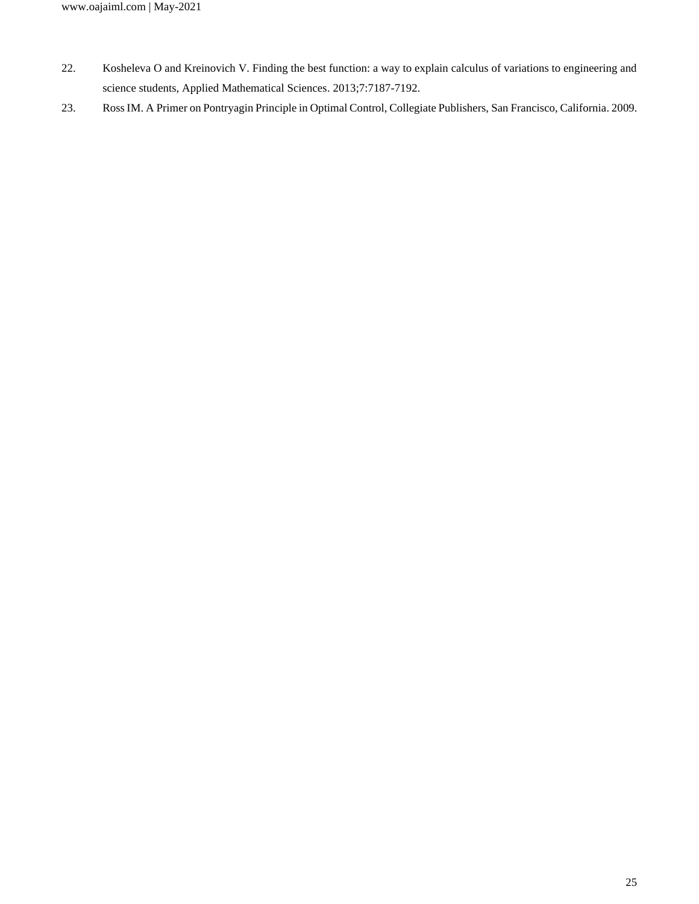22. Kosheleva O and Kreinovich V. Finding the best function: a way to explain calculus of variations to engineering and science students, Applied Mathematical Sciences. 2013;7:7187-7192.
23. Ross IM. A Primer on Pontryagin Principle in Optimal Control, Collegiate Publishers, San Francisco, California. 2009.